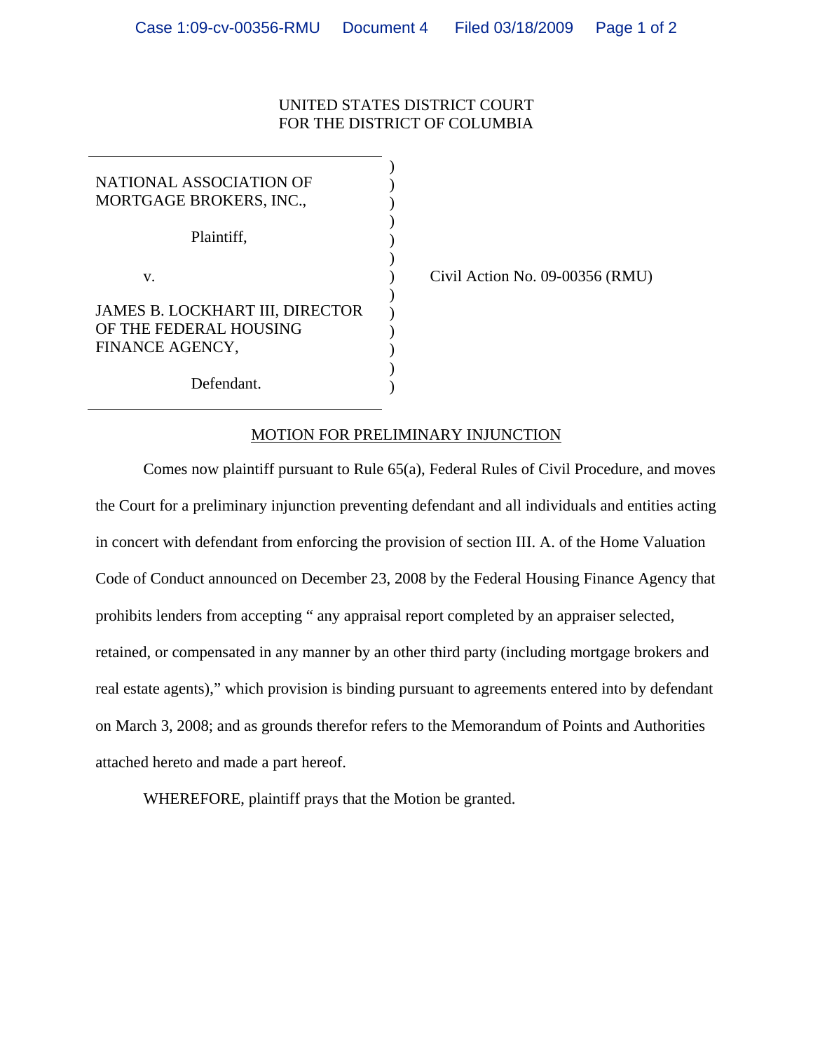UNITED STATES DISTRICT COURT
FOR THE DISTRICT OF COLUMBIA

| | |
|---|---|
| NATIONAL ASSOCIATION OF MORTGAGE BROKERS, INC., <br><br> Plaintiff, <br><br> v. <br><br> JAMES B. LOCKHART III, DIRECTOR OF THE FEDERAL HOUSING FINANCE AGENCY, <br><br> Defendant. | Civil Action No. 09-00356 (RMU) |

MOTION FOR PRELIMINARY INJUNCTION

Comes now plaintiff pursuant to Rule 65(a), Federal Rules of Civil Procedure, and moves the Court for a preliminary injunction preventing defendant and all individuals and entities acting in concert with defendant from enforcing the provision of section III. A. of the Home Valuation Code of Conduct announced on December 23, 2008 by the Federal Housing Finance Agency that prohibits lenders from accepting " any appraisal report completed by an appraiser selected, retained, or compensated in any manner by an other third party (including mortgage brokers and real estate agents)," which provision is binding pursuant to agreements entered into by defendant on March 3, 2008; and as grounds therefor refers to the Memorandum of Points and Authorities attached hereto and made a part hereof.

WHEREFORE, plaintiff prays that the Motion be granted.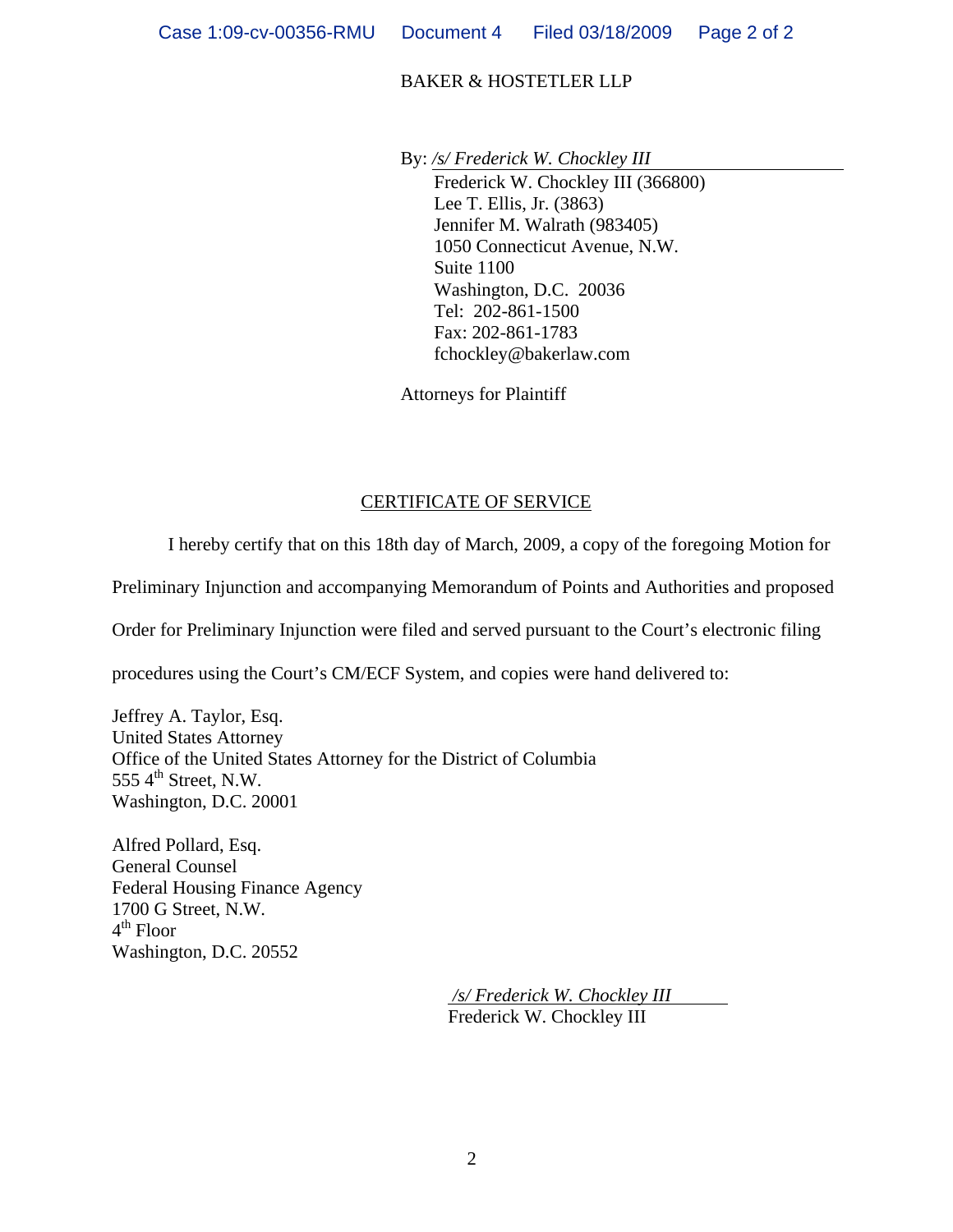BAKER & HOSTETLER LLP

By: */s/ Frederick W. Chockley III*

Frederick W. Chockley III (366800)
Lee T. Ellis, Jr. (3863)
Jennifer M. Walrath (983405)
1050 Connecticut Avenue, N.W.
Suite 1100
Washington, D.C. 20036
Tel: 202-861-1500
Fax: 202-861-1783
fchockley@bakerlaw.com

Attorneys for Plaintiff

## CERTIFICATE OF SERVICE

I hereby certify that on this 18th day of March, 2009, a copy of the foregoing Motion for Preliminary Injunction and accompanying Memorandum of Points and Authorities and proposed Order for Preliminary Injunction were filed and served pursuant to the Court's electronic filing procedures using the Court's CM/ECF System, and copies were hand delivered to:

Jeffrey A. Taylor, Esq.
United States Attorney
Office of the United States Attorney for the District of Columbia
555 4th Street, N.W.
Washington, D.C. 20001

Alfred Pollard, Esq.
General Counsel
Federal Housing Finance Agency
1700 G Street, N.W.
4th Floor
Washington, D.C. 20552

*/s/ Frederick W. Chockley III*
Frederick W. Chockley III